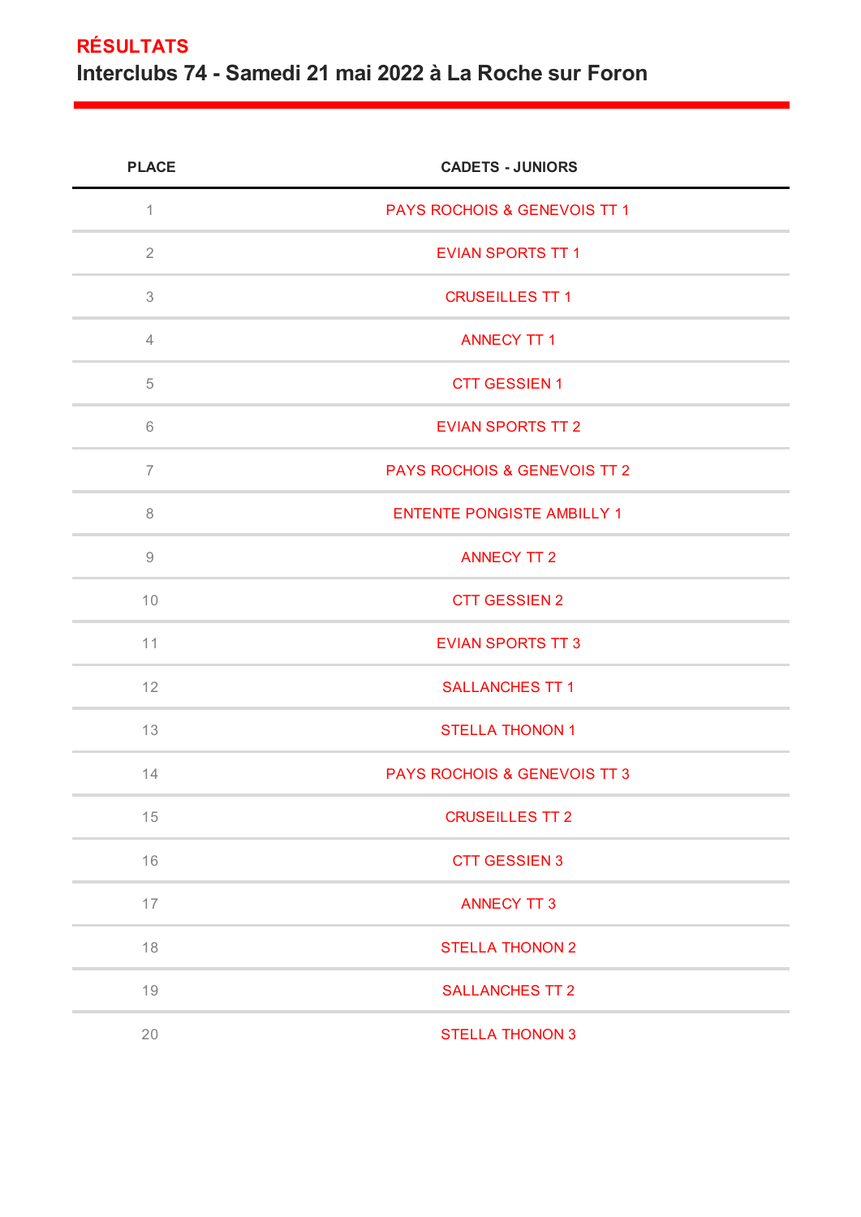## RÉSULTATS

# Interclubs 74 - Samedi 21 mai 2022 à La Roche sur Foron

| PLACE | CADETS - JUNIORS |
|---|---|
| 1 | PAYS ROCHOIS & GENEVOIS TT 1 |
| 2 | EVIAN SPORTS TT 1 |
| 3 | CRUSEILLES TT 1 |
| 4 | ANNECY TT 1 |
| 5 | CTT GESSIEN 1 |
| 6 | EVIAN SPORTS TT 2 |
| 7 | PAYS ROCHOIS & GENEVOIS TT 2 |
| 8 | ENTENTE PONGISTE AMBILLY 1 |
| 9 | ANNECY TT 2 |
| 10 | CTT GESSIEN 2 |
| 11 | EVIAN SPORTS TT 3 |
| 12 | SALLANCHES TT 1 |
| 13 | STELLA THONON 1 |
| 14 | PAYS ROCHOIS & GENEVOIS TT 3 |
| 15 | CRUSEILLES TT 2 |
| 16 | CTT GESSIEN 3 |
| 17 | ANNECY TT 3 |
| 18 | STELLA THONON 2 |
| 19 | SALLANCHES TT 2 |
| 20 | STELLA THONON 3 |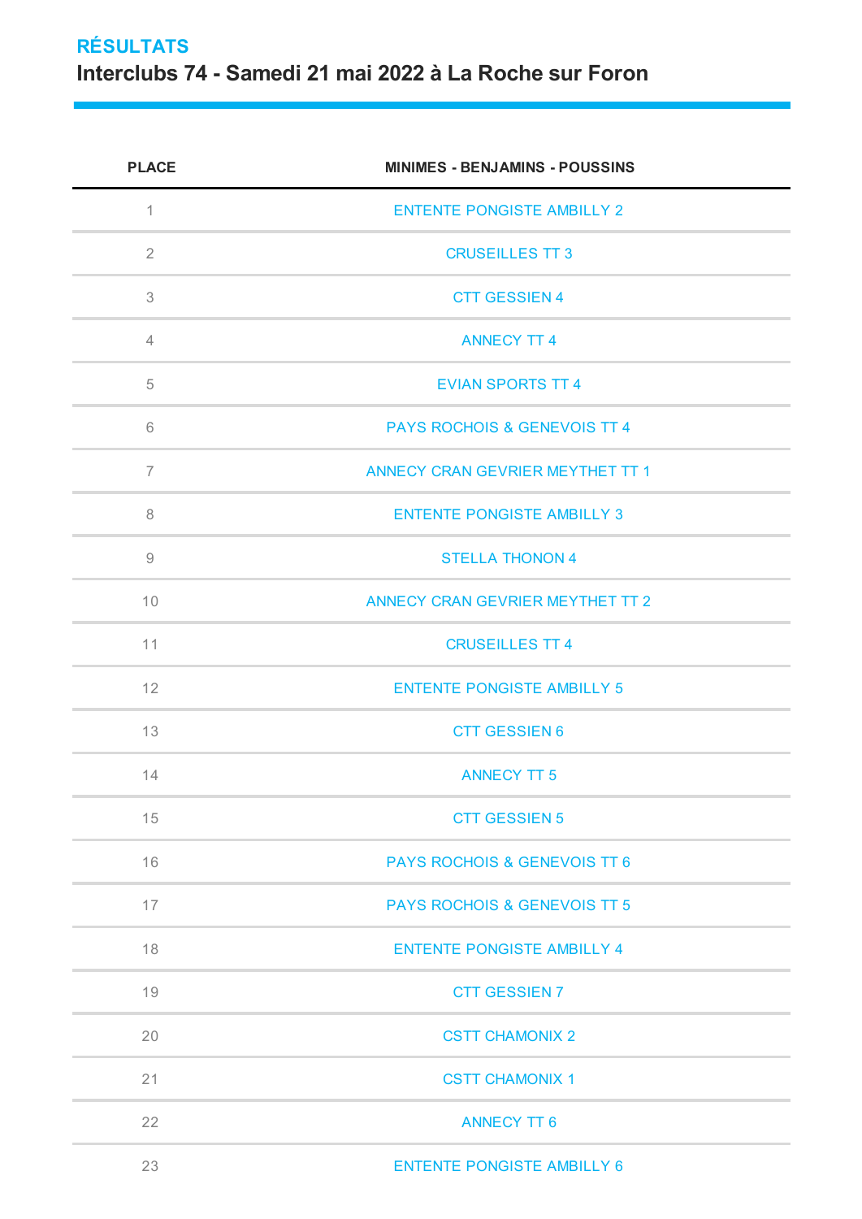## RÉSULTATS

# Interclubs 74 - Samedi 21 mai 2022 à La Roche sur Foron

| PLACE | MINIMES - BENJAMINS - POUSSINS |
|---|---|
| 1 | ENTENTE PONGISTE AMBILLY 2 |
| 2 | CRUSEILLES TT 3 |
| 3 | CTT GESSIEN 4 |
| 4 | ANNECY TT 4 |
| 5 | EVIAN SPORTS TT 4 |
| 6 | PAYS ROCHOIS & GENEVOIS TT 4 |
| 7 | ANNECY CRAN GEVRIER MEYTHET TT 1 |
| 8 | ENTENTE PONGISTE AMBILLY 3 |
| 9 | STELLA THONON 4 |
| 10 | ANNECY CRAN GEVRIER MEYTHET TT 2 |
| 11 | CRUSEILLES TT 4 |
| 12 | ENTENTE PONGISTE AMBILLY 5 |
| 13 | CTT GESSIEN 6 |
| 14 | ANNECY TT 5 |
| 15 | CTT GESSIEN 5 |
| 16 | PAYS ROCHOIS & GENEVOIS TT 6 |
| 17 | PAYS ROCHOIS & GENEVOIS TT 5 |
| 18 | ENTENTE PONGISTE AMBILLY 4 |
| 19 | CTT GESSIEN 7 |
| 20 | CSTT CHAMONIX 2 |
| 21 | CSTT CHAMONIX 1 |
| 22 | ANNECY TT 6 |
| 23 | ENTENTE PONGISTE AMBILLY 6 |